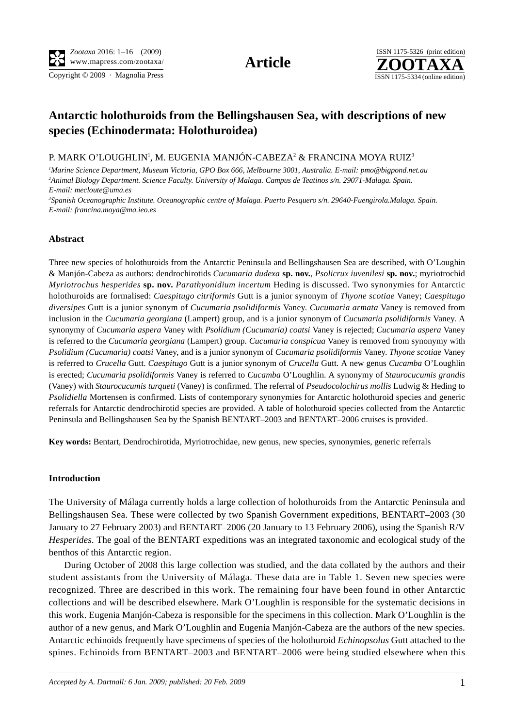# Antarctic holothuroids from the Bellingshausen Sea, with descriptions of new species (Echinodermata: Holothuroidea)

P. MARK O'LOUGHLIN[1], M. EUGENIA MANJÓN-CABEZA[2] & FRANCINA MOYA RUIZ[3]

[1]*Marine Science Department, Museum Victoria, GPO Box 666, Melbourne 3001, Australia. E-mail: pmo@bigpond.net.au*
[2]*Animal Biology Department. Science Faculty. University of Malaga. Campus de Teatinos s/n. 29071-Malaga. Spain. E-mail: mecloute@uma.es*
[3]*Spanish Oceanographic Institute. Oceanographic centre of Malaga. Puerto Pesquero s/n. 29640-Fuengirola.Malaga. Spain. E-mail: francina.moya@ma.ieo.es*

## Abstract

Three new species of holothuroids from the Antarctic Peninsula and Bellingshausen Sea are described, with O'Loughin & Manjón-Cabeza as authors: dendrochirotids *Cucumaria dudexa* **sp. nov.**, *Psolicrux iuvenilesi* **sp. nov.**; myriotrochid *Myriotrochus hesperides* **sp. nov.** *Parathyonidium incertum* Heding is discussed. Two synonymies for Antarctic holothuroids are formalised: *Caespitugo citriformis* Gutt is a junior synonym of *Thyone scotiae* Vaney; *Caespitugo diversipes* Gutt is a junior synonym of *Cucumaria psolidiformis* Vaney. *Cucumaria armata* Vaney is removed from inclusion in the *Cucumaria georgiana* (Lampert) group, and is a junior synonym of *Cucumaria psolidiformis* Vaney. A synonymy of *Cucumaria aspera* Vaney with *Psolidium (Cucumaria) coatsi* Vaney is rejected; *Cucumaria aspera* Vaney is referred to the *Cucumaria georgiana* (Lampert) group. *Cucumaria conspicua* Vaney is removed from synonymy with *Psolidium (Cucumaria) coatsi* Vaney, and is a junior synonym of *Cucumaria psolidiformis* Vaney. *Thyone scotiae* Vaney is referred to *Crucella* Gutt. *Caespitugo* Gutt is a junior synonym of *Crucella* Gutt. A new genus *Cucamba* O'Loughlin is erected; *Cucumaria psolidiformis* Vaney is referred to *Cucamba* O'Loughlin. A synonymy of *Staurocucumis grandis* (Vaney) with *Staurocucumis turqueti* (Vaney) is confirmed. The referral of *Pseudocolochirus mollis* Ludwig & Heding to *Psolidiella* Mortensen is confirmed. Lists of contemporary synonymies for Antarctic holothuroid species and generic referrals for Antarctic dendrochirotid species are provided. A table of holothuroid species collected from the Antarctic Peninsula and Bellingshausen Sea by the Spanish BENTART–2003 and BENTART–2006 cruises is provided.

**Key words:** Bentart, Dendrochirotida, Myriotrochidae, new genus, new species, synonymies, generic referrals

## Introduction

The University of Málaga currently holds a large collection of holothuroids from the Antarctic Peninsula and Bellingshausen Sea. These were collected by two Spanish Government expeditions, BENTART–2003 (30 January to 27 February 2003) and BENTART–2006 (20 January to 13 February 2006), using the Spanish R/V *Hesperides*. The goal of the BENTART expeditions was an integrated taxonomic and ecological study of the benthos of this Antarctic region.

During October of 2008 this large collection was studied, and the data collated by the authors and their student assistants from the University of Málaga. These data are in Table 1. Seven new species were recognized. Three are described in this work. The remaining four have been found in other Antarctic collections and will be described elsewhere. Mark O'Loughlin is responsible for the systematic decisions in this work. Eugenia Manjón-Cabeza is responsible for the specimens in this collection. Mark O'Loughlin is the author of a new genus, and Mark O'Loughlin and Eugenia Manjón-Cabeza are the authors of the new species. Antarctic echinoids frequently have specimens of species of the holothuroid *Echinopsolus* Gutt attached to the spines. Echinoids from BENTART–2003 and BENTART–2006 were being studied elsewhere when this

*Accepted by A. Dartnall: 6 Jan. 2009; published: 20 Feb. 2009*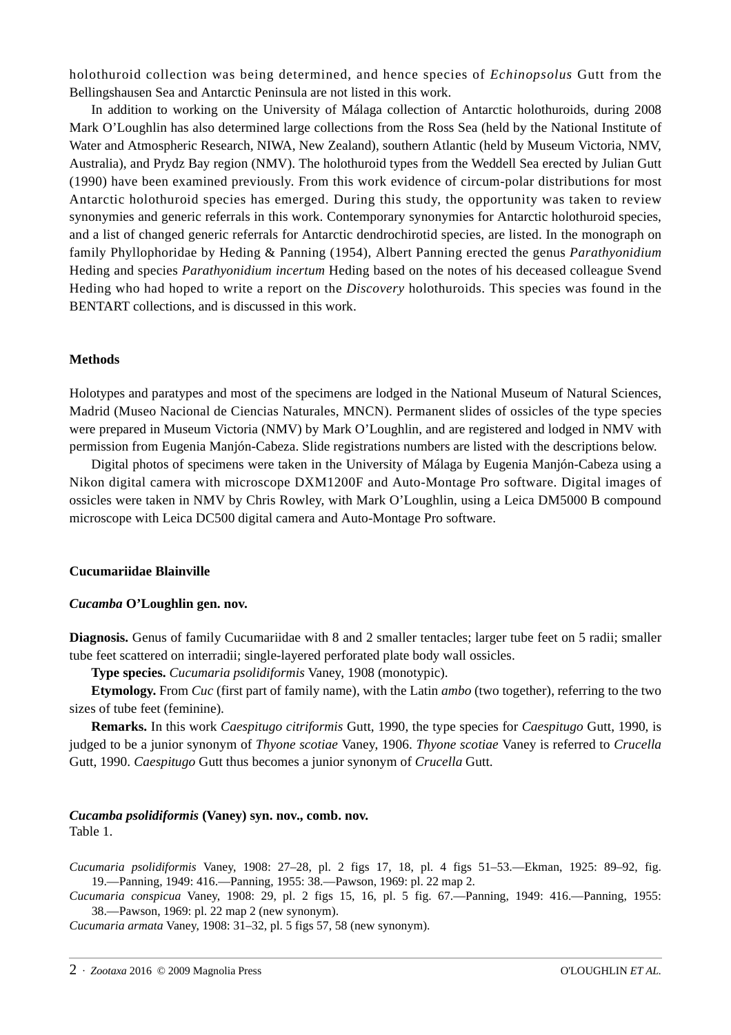holothuroid collection was being determined, and hence species of *Echinopsolus* Gutt from the Bellingshausen Sea and Antarctic Peninsula are not listed in this work.

In addition to working on the University of Málaga collection of Antarctic holothuroids, during 2008 Mark O'Loughlin has also determined large collections from the Ross Sea (held by the National Institute of Water and Atmospheric Research, NIWA, New Zealand), southern Atlantic (held by Museum Victoria, NMV, Australia), and Prydz Bay region (NMV). The holothuroid types from the Weddell Sea erected by Julian Gutt (1990) have been examined previously. From this work evidence of circum-polar distributions for most Antarctic holothuroid species has emerged. During this study, the opportunity was taken to review synonymies and generic referrals in this work. Contemporary synonymies for Antarctic holothuroid species, and a list of changed generic referrals for Antarctic dendrochirotid species, are listed. In the monograph on family Phyllophoridae by Heding & Panning (1954), Albert Panning erected the genus *Parathyonidium* Heding and species *Parathyonidium incertum* Heding based on the notes of his deceased colleague Svend Heding who had hoped to write a report on the *Discovery* holothuroids. This species was found in the BENTART collections, and is discussed in this work.

## Methods

Holotypes and paratypes and most of the specimens are lodged in the National Museum of Natural Sciences, Madrid (Museo Nacional de Ciencias Naturales, MNCN). Permanent slides of ossicles of the type species were prepared in Museum Victoria (NMV) by Mark O'Loughlin, and are registered and lodged in NMV with permission from Eugenia Manjón-Cabeza. Slide registrations numbers are listed with the descriptions below.

Digital photos of specimens were taken in the University of Málaga by Eugenia Manjón-Cabeza using a Nikon digital camera with microscope DXM1200F and Auto-Montage Pro software. Digital images of ossicles were taken in NMV by Chris Rowley, with Mark O'Loughlin, using a Leica DM5000 B compound microscope with Leica DC500 digital camera and Auto-Montage Pro software.

## Cucumariidae Blainville

### *Cucamba* O'Loughlin gen. nov.

**Diagnosis.** Genus of family Cucumariidae with 8 and 2 smaller tentacles; larger tube feet on 5 radii; smaller tube feet scattered on interradii; single-layered perforated plate body wall ossicles.

**Type species.** *Cucumaria psolidiformis* Vaney, 1908 (monotypic).

**Etymology.** From *Cuc* (first part of family name), with the Latin *ambo* (two together), referring to the two sizes of tube feet (feminine).

**Remarks.** In this work *Caespitugo citriformis* Gutt, 1990, the type species for *Caespitugo* Gutt, 1990, is judged to be a junior synonym of *Thyone scotiae* Vaney, 1906. *Thyone scotiae* Vaney is referred to *Crucella* Gutt, 1990. *Caespitugo* Gutt thus becomes a junior synonym of *Crucella* Gutt.

### *Cucamba psolidiformis* (Vaney) syn. nov., comb. nov.

Table 1.

*Cucumaria psolidiformis* Vaney, 1908: 27–28, pl. 2 figs 17, 18, pl. 4 figs 51–53.—Ekman, 1925: 89–92, fig. 19.—Panning, 1949: 416.—Panning, 1955: 38.—Pawson, 1969: pl. 22 map 2.

*Cucumaria conspicua* Vaney, 1908: 29, pl. 2 figs 15, 16, pl. 5 fig. 67.—Panning, 1949: 416.—Panning, 1955: 38.—Pawson, 1969: pl. 22 map 2 (new synonym).

*Cucumaria armata* Vaney, 1908: 31–32, pl. 5 figs 57, 58 (new synonym).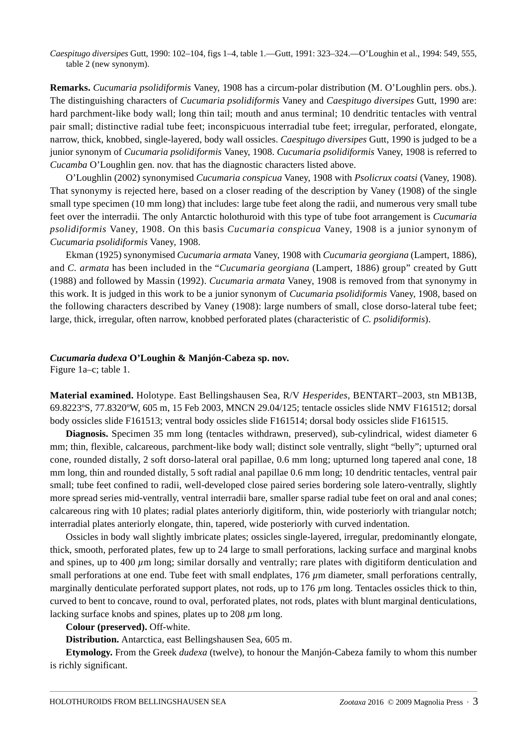*Caespitugo diversipes* Gutt, 1990: 102–104, figs 1–4, table 1.—Gutt, 1991: 323–324.—O'Loughin et al., 1994: 549, 555, table 2 (new synonym).

**Remarks.** *Cucumaria psolidiformis* Vaney, 1908 has a circum-polar distribution (M. O'Loughlin pers. obs.). The distinguishing characters of *Cucumaria psolidiformis* Vaney and *Caespitugo diversipes* Gutt, 1990 are: hard parchment-like body wall; long thin tail; mouth and anus terminal; 10 dendritic tentacles with ventral pair small; distinctive radial tube feet; inconspicuous interradial tube feet; irregular, perforated, elongate, narrow, thick, knobbed, single-layered, body wall ossicles. *Caespitugo diversipes* Gutt, 1990 is judged to be a junior synonym of *Cucumaria psolidiformis* Vaney, 1908. *Cucumaria psolidiformis* Vaney, 1908 is referred to *Cucamba* O'Loughlin gen. nov. that has the diagnostic characters listed above.

O'Loughlin (2002) synonymised *Cucumaria conspicua* Vaney, 1908 with *Psolicrux coatsi* (Vaney, 1908). That synonymy is rejected here, based on a closer reading of the description by Vaney (1908) of the single small type specimen (10 mm long) that includes: large tube feet along the radii, and numerous very small tube feet over the interradii. The only Antarctic holothuroid with this type of tube foot arrangement is *Cucumaria psolidiformis* Vaney, 1908. On this basis *Cucumaria conspicua* Vaney, 1908 is a junior synonym of *Cucumaria psolidiformis* Vaney, 1908.

Ekman (1925) synonymised *Cucumaria armata* Vaney, 1908 with *Cucumaria georgiana* (Lampert, 1886), and *C. armata* has been included in the "*Cucumaria georgiana* (Lampert, 1886) group" created by Gutt (1988) and followed by Massin (1992). *Cucumaria armata* Vaney, 1908 is removed from that synonymy in this work. It is judged in this work to be a junior synonym of *Cucumaria psolidiformis* Vaney, 1908, based on the following characters described by Vaney (1908): large numbers of small, close dorso-lateral tube feet; large, thick, irregular, often narrow, knobbed perforated plates (characteristic of *C. psolidiformis*).

### *Cucumaria dudexa* O'Loughin & Manjón-Cabeza sp. nov.

Figure 1a–c; table 1.

**Material examined.** Holotype. East Bellingshausen Sea, R/V *Hesperides*, BENTART–2003, stn MB13B, 69.8223ºS, 77.8320ºW, 605 m, 15 Feb 2003, MNCN 29.04/125; tentacle ossicles slide NMV F161512; dorsal body ossicles slide F161513; ventral body ossicles slide F161514; dorsal body ossicles slide F161515.

**Diagnosis.** Specimen 35 mm long (tentacles withdrawn, preserved), sub-cylindrical, widest diameter 6 mm; thin, flexible, calcareous, parchment-like body wall; distinct sole ventrally, slight "belly"; upturned oral cone, rounded distally, 2 soft dorso-lateral oral papillae, 0.6 mm long; upturned long tapered anal cone, 18 mm long, thin and rounded distally, 5 soft radial anal papillae 0.6 mm long; 10 dendritic tentacles, ventral pair small; tube feet confined to radii, well-developed close paired series bordering sole latero-ventrally, slightly more spread series mid-ventrally, ventral interradii bare, smaller sparse radial tube feet on oral and anal cones; calcareous ring with 10 plates; radial plates anteriorly digitiform, thin, wide posteriorly with triangular notch; interradial plates anteriorly elongate, thin, tapered, wide posteriorly with curved indentation.

Ossicles in body wall slightly imbricate plates; ossicles single-layered, irregular, predominantly elongate, thick, smooth, perforated plates, few up to 24 large to small perforations, lacking surface and marginal knobs and spines, up to 400 $\mu$m long; similar dorsally and ventrally; rare plates with digitiform denticulation and small perforations at one end. Tube feet with small endplates, 176 $\mu$m diameter, small perforations centrally, marginally denticulate perforated support plates, not rods, up to 176 $\mu$m long. Tentacles ossicles thick to thin, curved to bent to concave, round to oval, perforated plates, not rods, plates with blunt marginal denticulations, lacking surface knobs and spines, plates up to 208 $\mu$m long.

**Colour (preserved).** Off-white.

**Distribution.** Antarctica, east Bellingshausen Sea, 605 m.

**Etymology.** From the Greek *dudexa* (twelve), to honour the Manjón-Cabeza family to whom this number is richly significant.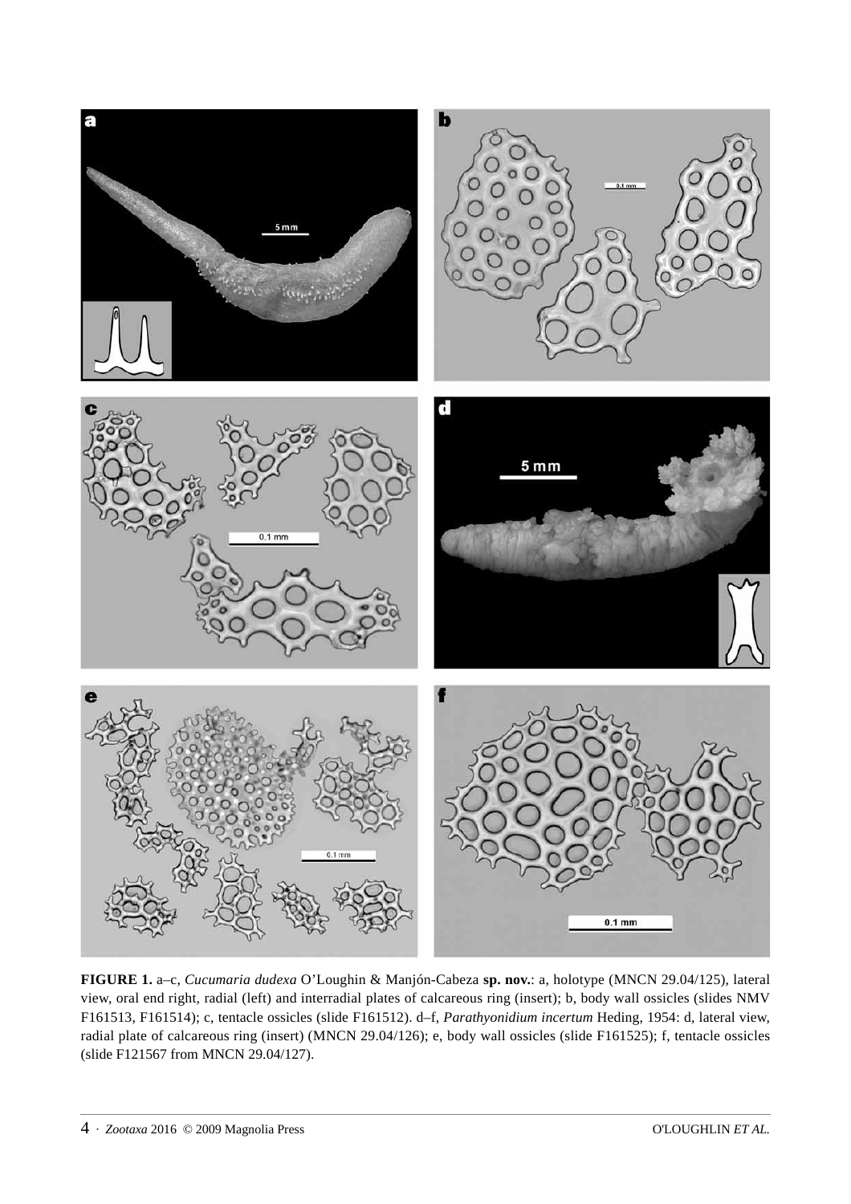**FIGURE 1.** a–c, *Cucumaria dudexa* O'Loughin & Manjón-Cabeza **sp. nov.**: a, holotype (MNCN 29.04/125), lateral view, oral end right, radial (left) and interradial plates of calcareous ring (insert); b, body wall ossicles (slides NMV F161513, F161514); c, tentacle ossicles (slide F161512). d–f, *Parathyonidium incertum* Heding, 1954: d, lateral view, radial plate of calcareous ring (insert) (MNCN 29.04/126); e, body wall ossicles (slide F161525); f, tentacle ossicles (slide F121567 from MNCN 29.04/127).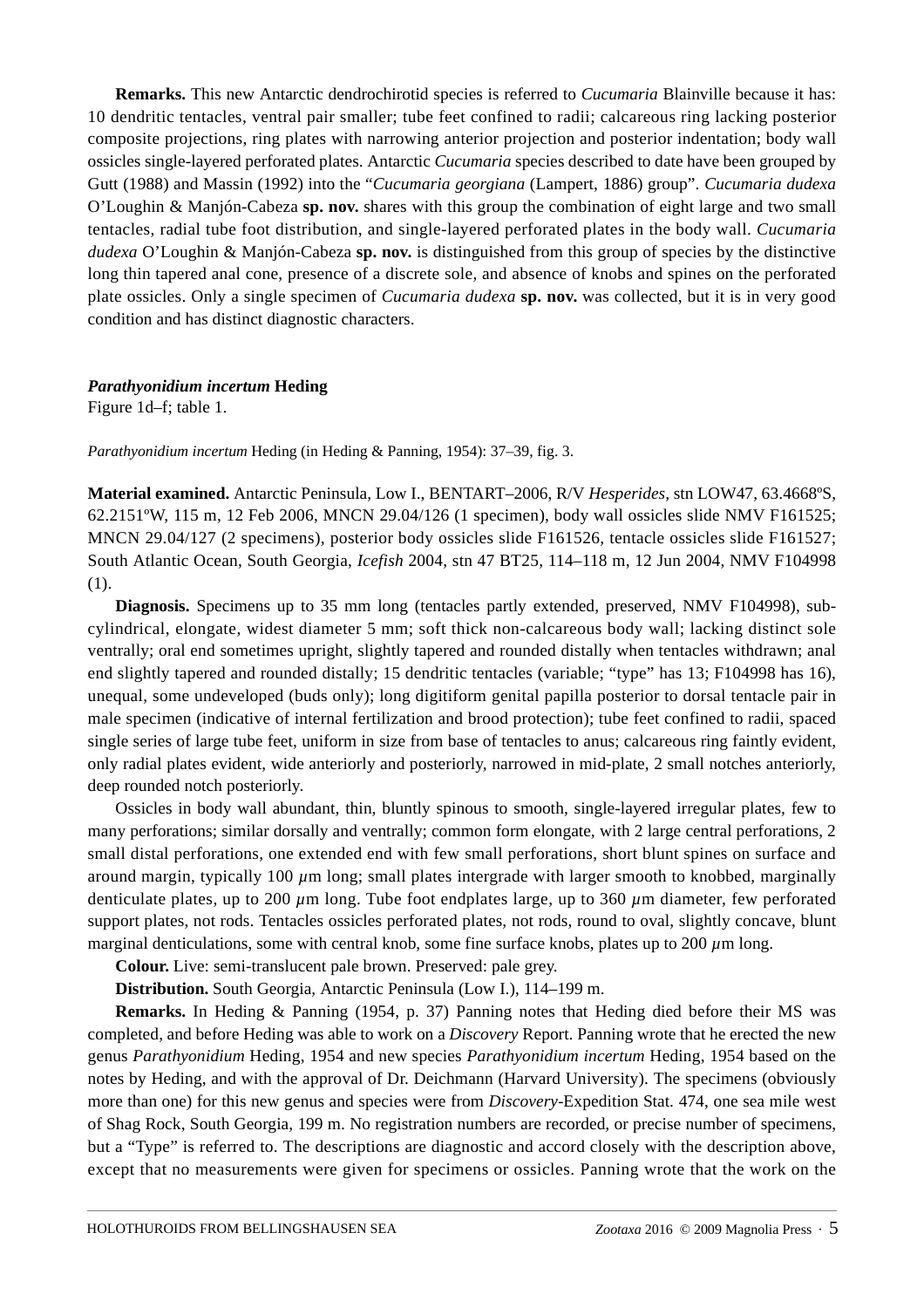**Remarks.** This new Antarctic dendrochirotid species is referred to *Cucumaria* Blainville because it has: 10 dendritic tentacles, ventral pair smaller; tube feet confined to radii; calcareous ring lacking posterior composite projections, ring plates with narrowing anterior projection and posterior indentation; body wall ossicles single-layered perforated plates. Antarctic *Cucumaria* species described to date have been grouped by Gutt (1988) and Massin (1992) into the "*Cucumaria georgiana* (Lampert, 1886) group". *Cucumaria dudexa* O'Loughin & Manjón-Cabeza **sp. nov.** shares with this group the combination of eight large and two small tentacles, radial tube foot distribution, and single-layered perforated plates in the body wall. *Cucumaria dudexa* O'Loughin & Manjón-Cabeza **sp. nov.** is distinguished from this group of species by the distinctive long thin tapered anal cone, presence of a discrete sole, and absence of knobs and spines on the perforated plate ossicles. Only a single specimen of *Cucumaria dudexa* **sp. nov.** was collected, but it is in very good condition and has distinct diagnostic characters.

***Parathyonidium incertum*** **Heding**

Figure 1d–f; table 1.

*Parathyonidium incertum* Heding (in Heding & Panning, 1954): 37–39, fig. 3.

**Material examined.** Antarctic Peninsula, Low I., BENTART–2006, R/V *Hesperides*, stn LOW47, 63.4668ºS, 62.2151ºW, 115 m, 12 Feb 2006, MNCN 29.04/126 (1 specimen), body wall ossicles slide NMV F161525; MNCN 29.04/127 (2 specimens), posterior body ossicles slide F161526, tentacle ossicles slide F161527; South Atlantic Ocean, South Georgia, *Icefish* 2004, stn 47 BT25, 114–118 m, 12 Jun 2004, NMV F104998 (1).

**Diagnosis.** Specimens up to 35 mm long (tentacles partly extended, preserved, NMV F104998), sub-cylindrical, elongate, widest diameter 5 mm; soft thick non-calcareous body wall; lacking distinct sole ventrally; oral end sometimes upright, slightly tapered and rounded distally when tentacles withdrawn; anal end slightly tapered and rounded distally; 15 dendritic tentacles (variable; "type" has 13; F104998 has 16), unequal, some undeveloped (buds only); long digitiform genital papilla posterior to dorsal tentacle pair in male specimen (indicative of internal fertilization and brood protection); tube feet confined to radii, spaced single series of large tube feet, uniform in size from base of tentacles to anus; calcareous ring faintly evident, only radial plates evident, wide anteriorly and posteriorly, narrowed in mid-plate, 2 small notches anteriorly, deep rounded notch posteriorly.

Ossicles in body wall abundant, thin, bluntly spinous to smooth, single-layered irregular plates, few to many perforations; similar dorsally and ventrally; common form elongate, with 2 large central perforations, 2 small distal perforations, one extended end with few small perforations, short blunt spines on surface and around margin, typically 100 $\mu$m long; small plates intergrade with larger smooth to knobbed, marginally denticulate plates, up to 200 $\mu$m long. Tube foot endplates large, up to 360 $\mu$m diameter, few perforated support plates, not rods. Tentacles ossicles perforated plates, not rods, round to oval, slightly concave, blunt marginal denticulations, some with central knob, some fine surface knobs, plates up to 200 $\mu$m long.

**Colour.** Live: semi-translucent pale brown. Preserved: pale grey.

**Distribution.** South Georgia, Antarctic Peninsula (Low I.), 114–199 m.

**Remarks.** In Heding & Panning (1954, p. 37) Panning notes that Heding died before their MS was completed, and before Heding was able to work on a *Discovery* Report. Panning wrote that he erected the new genus *Parathyonidium* Heding, 1954 and new species *Parathyonidium incertum* Heding, 1954 based on the notes by Heding, and with the approval of Dr. Deichmann (Harvard University). The specimens (obviously more than one) for this new genus and species were from *Discovery*-Expedition Stat. 474, one sea mile west of Shag Rock, South Georgia, 199 m. No registration numbers are recorded, or precise number of specimens, but a "Type" is referred to. The descriptions are diagnostic and accord closely with the description above, except that no measurements were given for specimens or ossicles. Panning wrote that the work on the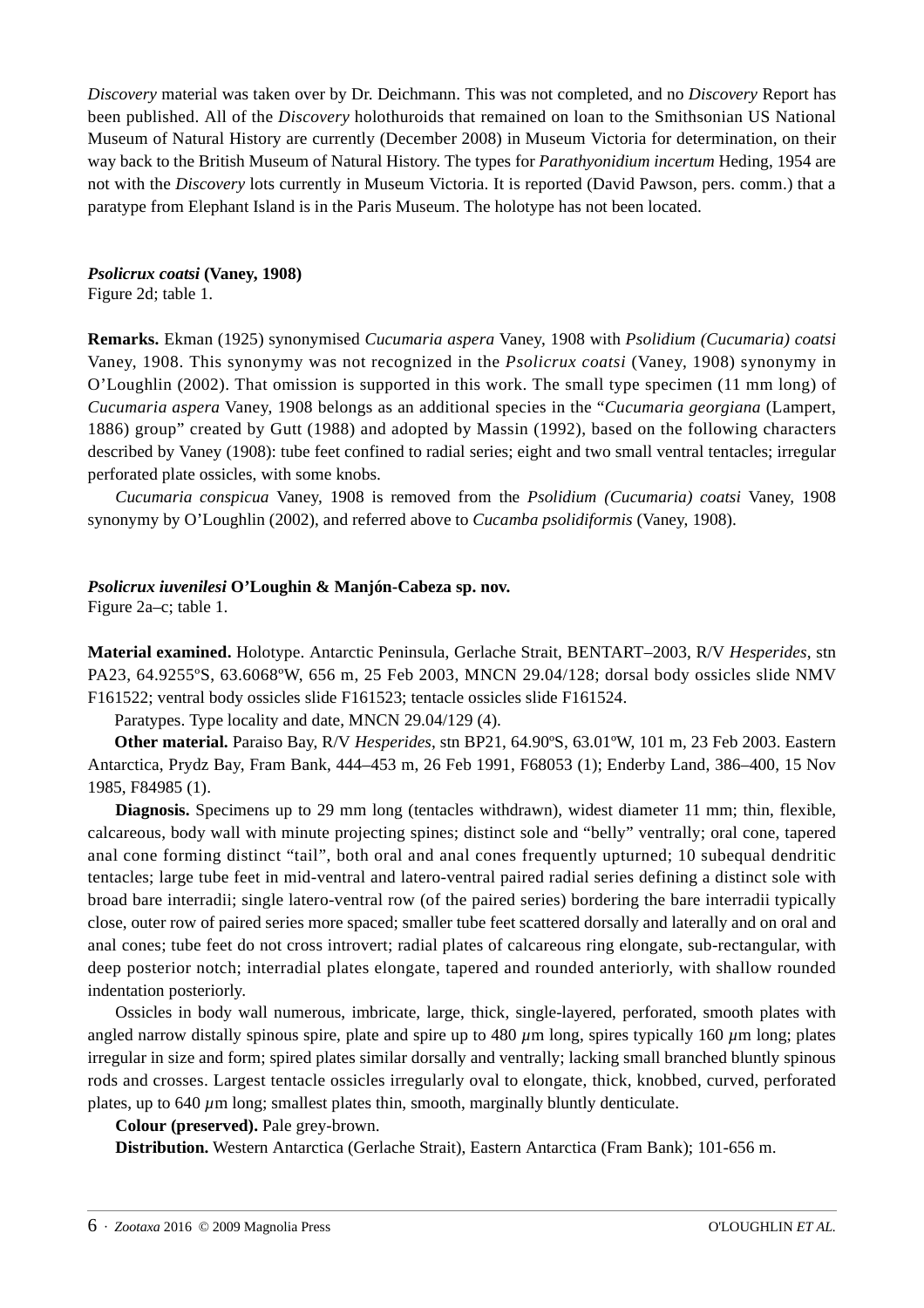*Discovery* material was taken over by Dr. Deichmann. This was not completed, and no *Discovery* Report has been published. All of the *Discovery* holothuroids that remained on loan to the Smithsonian US National Museum of Natural History are currently (December 2008) in Museum Victoria for determination, on their way back to the British Museum of Natural History. The types for *Parathyonidium incertum* Heding, 1954 are not with the *Discovery* lots currently in Museum Victoria. It is reported (David Pawson, pers. comm.) that a paratype from Elephant Island is in the Paris Museum. The holotype has not been located.

### *Psolicrux coatsi* (Vaney, 1908)

Figure 2d; table 1.

**Remarks.** Ekman (1925) synonymised *Cucumaria aspera* Vaney, 1908 with *Psolidium (Cucumaria) coatsi* Vaney, 1908. This synonymy was not recognized in the *Psolicrux coatsi* (Vaney, 1908) synonymy in O'Loughlin (2002). That omission is supported in this work. The small type specimen (11 mm long) of *Cucumaria aspera* Vaney, 1908 belongs as an additional species in the "*Cucumaria georgiana* (Lampert, 1886) group" created by Gutt (1988) and adopted by Massin (1992), based on the following characters described by Vaney (1908): tube feet confined to radial series; eight and two small ventral tentacles; irregular perforated plate ossicles, with some knobs.

*Cucumaria conspicua* Vaney, 1908 is removed from the *Psolidium (Cucumaria) coatsi* Vaney, 1908 synonymy by O'Loughlin (2002), and referred above to *Cucamba psolidiformis* (Vaney, 1908).

### *Psolicrux iuvenilesi* O'Loughin & Manjón-Cabeza sp. nov.

Figure 2a–c; table 1.

**Material examined.** Holotype. Antarctic Peninsula, Gerlache Strait, BENTART–2003, R/V *Hesperides*, stn PA23, 64.9255ºS, 63.6068ºW, 656 m, 25 Feb 2003, MNCN 29.04/128; dorsal body ossicles slide NMV F161522; ventral body ossicles slide F161523; tentacle ossicles slide F161524.

Paratypes. Type locality and date, MNCN 29.04/129 (4).

**Other material.** Paraiso Bay, R/V *Hesperides*, stn BP21, 64.90ºS, 63.01ºW, 101 m, 23 Feb 2003. Eastern Antarctica, Prydz Bay, Fram Bank, 444–453 m, 26 Feb 1991, F68053 (1); Enderby Land, 386–400, 15 Nov 1985, F84985 (1).

**Diagnosis.** Specimens up to 29 mm long (tentacles withdrawn), widest diameter 11 mm; thin, flexible, calcareous, body wall with minute projecting spines; distinct sole and "belly" ventrally; oral cone, tapered anal cone forming distinct "tail", both oral and anal cones frequently upturned; 10 subequal dendritic tentacles; large tube feet in mid-ventral and latero-ventral paired radial series defining a distinct sole with broad bare interradii; single latero-ventral row (of the paired series) bordering the bare interradii typically close, outer row of paired series more spaced; smaller tube feet scattered dorsally and laterally and on oral and anal cones; tube feet do not cross introvert; radial plates of calcareous ring elongate, sub-rectangular, with deep posterior notch; interradial plates elongate, tapered and rounded anteriorly, with shallow rounded indentation posteriorly.

Ossicles in body wall numerous, imbricate, large, thick, single-layered, perforated, smooth plates with angled narrow distally spinous spire, plate and spire up to 480 $\mu$m long, spires typically 160 $\mu$m long; plates irregular in size and form; spired plates similar dorsally and ventrally; lacking small branched bluntly spinous rods and crosses. Largest tentacle ossicles irregularly oval to elongate, thick, knobbed, curved, perforated plates, up to 640 $\mu$m long; smallest plates thin, smooth, marginally bluntly denticulate.

**Colour (preserved).** Pale grey-brown.

**Distribution.** Western Antarctica (Gerlache Strait), Eastern Antarctica (Fram Bank); 101-656 m.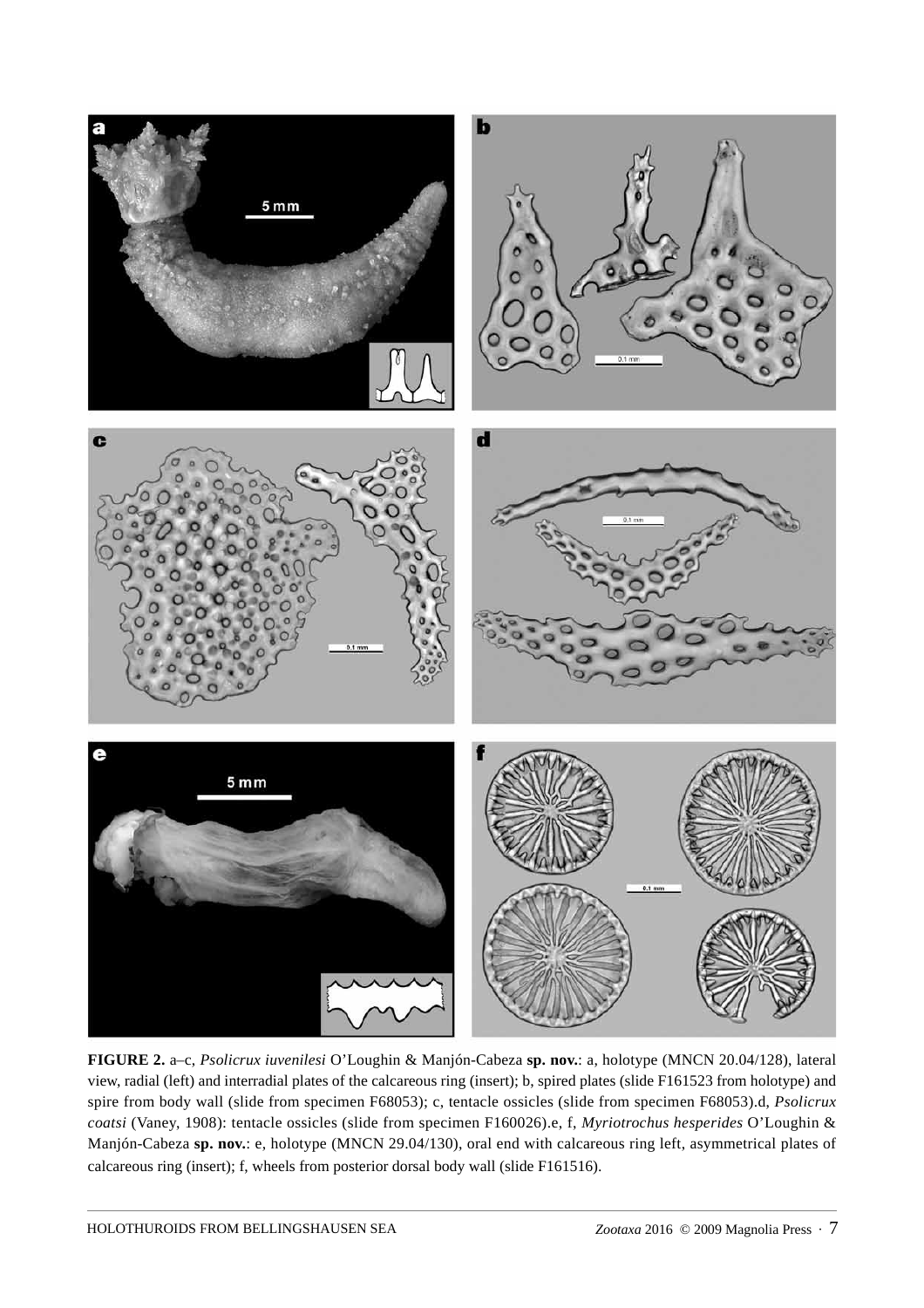**FIGURE 2.** a–c, *Psolicrux iuvenilesi* O'Loughin & Manjón-Cabeza **sp. nov.**: a, holotype (MNCN 20.04/128), lateral view, radial (left) and interradial plates of the calcareous ring (insert); b, spired plates (slide F161523 from holotype) and spire from body wall (slide from specimen F68053); c, tentacle ossicles (slide from specimen F68053).d, *Psolicrux coatsi* (Vaney, 1908): tentacle ossicles (slide from specimen F160026).e, f, *Myriotrochus hesperides* O'Loughin & Manjón-Cabeza **sp. nov.**: e, holotype (MNCN 29.04/130), oral end with calcareous ring left, asymmetrical plates of calcareous ring (insert); f, wheels from posterior dorsal body wall (slide F161516).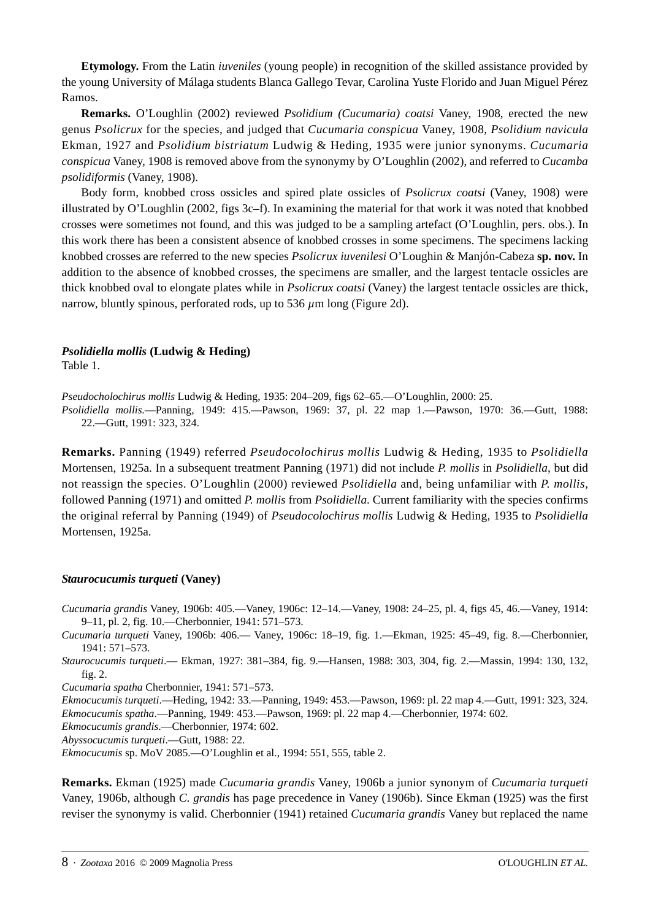**Etymology.** From the Latin *iuveniles* (young people) in recognition of the skilled assistance provided by the young University of Málaga students Blanca Gallego Tevar, Carolina Yuste Florido and Juan Miguel Pérez Ramos.

**Remarks.** O'Loughlin (2002) reviewed *Psolidium (Cucumaria) coatsi* Vaney, 1908, erected the new genus *Psolicrux* for the species, and judged that *Cucumaria conspicua* Vaney, 1908, *Psolidium navicula* Ekman, 1927 and *Psolidium bistriatum* Ludwig & Heding, 1935 were junior synonyms. *Cucumaria conspicua* Vaney, 1908 is removed above from the synonymy by O'Loughlin (2002), and referred to *Cucamba psolidiformis* (Vaney, 1908).

Body form, knobbed cross ossicles and spired plate ossicles of *Psolicrux coatsi* (Vaney, 1908) were illustrated by O'Loughlin (2002, figs 3c–f). In examining the material for that work it was noted that knobbed crosses were sometimes not found, and this was judged to be a sampling artefact (O'Loughlin, pers. obs.). In this work there has been a consistent absence of knobbed crosses in some specimens. The specimens lacking knobbed crosses are referred to the new species *Psolicrux iuvenilesi* O'Loughin & Manjón-Cabeza **sp. nov.** In addition to the absence of knobbed crosses, the specimens are smaller, and the largest tentacle ossicles are thick knobbed oval to elongate plates while in *Psolicrux coatsi* (Vaney) the largest tentacle ossicles are thick, narrow, bluntly spinous, perforated rods, up to 536 $\mu$m long (Figure 2d).

### *Psolidiella mollis* (Ludwig & Heding)

Table 1.

*Pseudocholochirus mollis* Ludwig & Heding, 1935: 204–209, figs 62–65.—O'Loughlin, 2000: 25.
*Psolidiella mollis*.—Panning, 1949: 415.—Pawson, 1969: 37, pl. 22 map 1.—Pawson, 1970: 36.—Gutt, 1988: 22.—Gutt, 1991: 323, 324.

**Remarks.** Panning (1949) referred *Pseudocolochirus mollis* Ludwig & Heding, 1935 to *Psolidiella* Mortensen, 1925a. In a subsequent treatment Panning (1971) did not include *P. mollis* in *Psolidiella*, but did not reassign the species. O'Loughlin (2000) reviewed *Psolidiella* and, being unfamiliar with *P. mollis*, followed Panning (1971) and omitted *P. mollis* from *Psolidiella*. Current familiarity with the species confirms the original referral by Panning (1949) of *Pseudocolochirus mollis* Ludwig & Heding, 1935 to *Psolidiella* Mortensen, 1925a.

### *Staurocucumis turqueti* (Vaney)

*Cucumaria grandis* Vaney, 1906b: 405.—Vaney, 1906c: 12–14.—Vaney, 1908: 24–25, pl. 4, figs 45, 46.—Vaney, 1914: 9–11, pl. 2, fig. 10.—Cherbonnier, 1941: 571–573.
*Cucumaria turqueti* Vaney, 1906b: 406.— Vaney, 1906c: 18–19, fig. 1.—Ekman, 1925: 45–49, fig. 8.—Cherbonnier, 1941: 571–573.
*Staurocucumis turqueti*.— Ekman, 1927: 381–384, fig. 9.—Hansen, 1988: 303, 304, fig. 2.—Massin, 1994: 130, 132, fig. 2.
*Cucumaria spatha* Cherbonnier, 1941: 571–573.
*Ekmocucumis turqueti*.—Heding, 1942: 33.—Panning, 1949: 453.—Pawson, 1969: pl. 22 map 4.—Gutt, 1991: 323, 324.
*Ekmocucumis spatha*.—Panning, 1949: 453.—Pawson, 1969: pl. 22 map 4.—Cherbonnier, 1974: 602.
*Ekmocucumis grandis*.—Cherbonnier, 1974: 602.
*Abyssocucumis turqueti*.—Gutt, 1988: 22.
*Ekmocucumis* sp. MoV 2085.—O'Loughlin et al., 1994: 551, 555, table 2.

**Remarks.** Ekman (1925) made *Cucumaria grandis* Vaney, 1906b a junior synonym of *Cucumaria turqueti* Vaney, 1906b, although *C. grandis* has page precedence in Vaney (1906b). Since Ekman (1925) was the first reviser the synonymy is valid. Cherbonnier (1941) retained *Cucumaria grandis* Vaney but replaced the name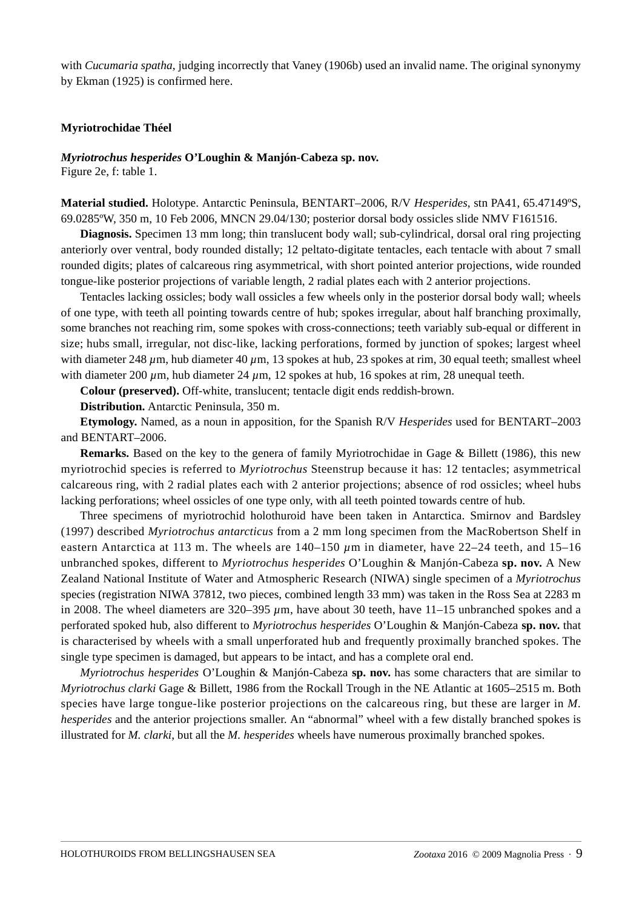with *Cucumaria spatha*, judging incorrectly that Vaney (1906b) used an invalid name. The original synonymy by Ekman (1925) is confirmed here.

## Myriotrochidae Théel

### *Myriotrochus hesperides* O'Loughin & Manjón-Cabeza sp. nov.

Figure 2e, f: table 1.

**Material studied.** Holotype. Antarctic Peninsula, BENTART–2006, R/V *Hesperides*, stn PA41, 65.47149ºS, 69.0285ºW, 350 m, 10 Feb 2006, MNCN 29.04/130; posterior dorsal body ossicles slide NMV F161516.

**Diagnosis.** Specimen 13 mm long; thin translucent body wall; sub-cylindrical, dorsal oral ring projecting anteriorly over ventral, body rounded distally; 12 peltato-digitate tentacles, each tentacle with about 7 small rounded digits; plates of calcareous ring asymmetrical, with short pointed anterior projections, wide rounded tongue-like posterior projections of variable length, 2 radial plates each with 2 anterior projections.

Tentacles lacking ossicles; body wall ossicles a few wheels only in the posterior dorsal body wall; wheels of one type, with teeth all pointing towards centre of hub; spokes irregular, about half branching proximally, some branches not reaching rim, some spokes with cross-connections; teeth variably sub-equal or different in size; hubs small, irregular, not disc-like, lacking perforations, formed by junction of spokes; largest wheel with diameter 248 $\mu$m, hub diameter 40 $\mu$m, 13 spokes at hub, 23 spokes at rim, 30 equal teeth; smallest wheel with diameter 200 $\mu$m, hub diameter 24 $\mu$m, 12 spokes at hub, 16 spokes at rim, 28 unequal teeth.

**Colour (preserved).** Off-white, translucent; tentacle digit ends reddish-brown.

**Distribution.** Antarctic Peninsula, 350 m.

**Etymology.** Named, as a noun in apposition, for the Spanish R/V *Hesperides* used for BENTART–2003 and BENTART–2006.

**Remarks.** Based on the key to the genera of family Myriotrochidae in Gage & Billett (1986), this new myriotrochid species is referred to *Myriotrochus* Steenstrup because it has: 12 tentacles; asymmetrical calcareous ring, with 2 radial plates each with 2 anterior projections; absence of rod ossicles; wheel hubs lacking perforations; wheel ossicles of one type only, with all teeth pointed towards centre of hub.

Three specimens of myriotrochid holothuroid have been taken in Antarctica. Smirnov and Bardsley (1997) described *Myriotrochus antarcticus* from a 2 mm long specimen from the MacRobertson Shelf in eastern Antarctica at 113 m. The wheels are 140–150 $\mu$m in diameter, have 22–24 teeth, and 15–16 unbranched spokes, different to *Myriotrochus hesperides* O'Loughin & Manjón-Cabeza **sp. nov.** A New Zealand National Institute of Water and Atmospheric Research (NIWA) single specimen of a *Myriotrochus* species (registration NIWA 37812, two pieces, combined length 33 mm) was taken in the Ross Sea at 2283 m in 2008. The wheel diameters are 320–395 $\mu$m, have about 30 teeth, have 11–15 unbranched spokes and a perforated spoked hub, also different to *Myriotrochus hesperides* O'Loughin & Manjón-Cabeza **sp. nov.** that is characterised by wheels with a small unperforated hub and frequently proximally branched spokes. The single type specimen is damaged, but appears to be intact, and has a complete oral end.

*Myriotrochus hesperides* O'Loughin & Manjón-Cabeza **sp. nov.** has some characters that are similar to *Myriotrochus clarki* Gage & Billett, 1986 from the Rockall Trough in the NE Atlantic at 1605–2515 m. Both species have large tongue-like posterior projections on the calcareous ring, but these are larger in *M. hesperides* and the anterior projections smaller. An "abnormal" wheel with a few distally branched spokes is illustrated for *M. clarki*, but all the *M. hesperides* wheels have numerous proximally branched spokes.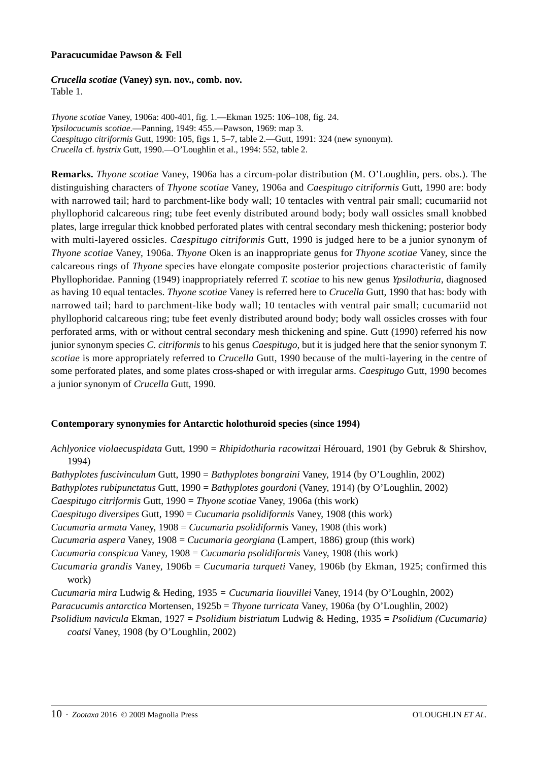**Paracucumidae Pawson & Fell**

***Crucella scotiae*** **(Vaney) syn. nov., comb. nov.**
Table 1.

*Thyone scotiae* Vaney, 1906a: 400-401, fig. 1.—Ekman 1925: 106–108, fig. 24.
*Ypsilocucumis scotiae*.—Panning, 1949: 455.—Pawson, 1969: map 3.
*Caespitugo citriformis* Gutt, 1990: 105, figs 1, 5–7, table 2.—Gutt, 1991: 324 (new synonym).
*Crucella* cf. *hystrix* Gutt, 1990.—O'Loughlin et al., 1994: 552, table 2.

**Remarks.** *Thyone scotiae* Vaney, 1906a has a circum-polar distribution (M. O'Loughlin, pers. obs.). The distinguishing characters of *Thyone scotiae* Vaney, 1906a and *Caespitugo citriformis* Gutt, 1990 are: body with narrowed tail; hard to parchment-like body wall; 10 tentacles with ventral pair small; cucumariid not phyllophorid calcareous ring; tube feet evenly distributed around body; body wall ossicles small knobbed plates, large irregular thick knobbed perforated plates with central secondary mesh thickening; posterior body with multi-layered ossicles. *Caespitugo citriformis* Gutt, 1990 is judged here to be a junior synonym of *Thyone scotiae* Vaney, 1906a. *Thyone* Oken is an inappropriate genus for *Thyone scotiae* Vaney, since the calcareous rings of *Thyone* species have elongate composite posterior projections characteristic of family Phyllophoridae. Panning (1949) inappropriately referred *T. scotiae* to his new genus *Ypsilothuria*, diagnosed as having 10 equal tentacles. *Thyone scotiae* Vaney is referred here to *Crucella* Gutt, 1990 that has: body with narrowed tail; hard to parchment-like body wall; 10 tentacles with ventral pair small; cucumariid not phyllophorid calcareous ring; tube feet evenly distributed around body; body wall ossicles crosses with four perforated arms, with or without central secondary mesh thickening and spine. Gutt (1990) referred his now junior synonym species *C. citriformis* to his genus *Caespitugo*, but it is judged here that the senior synonym *T. scotiae* is more appropriately referred to *Crucella* Gutt, 1990 because of the multi-layering in the centre of some perforated plates, and some plates cross-shaped or with irregular arms. *Caespitugo* Gutt, 1990 becomes a junior synonym of *Crucella* Gutt, 1990.

**Contemporary synonymies for Antarctic holothuroid species (since 1994)**

*Achlyonice violaecuspidata* Gutt, 1990 = *Rhipidothuria racowitzai* Hérouard, 1901 (by Gebruk & Shirshov, 1994)
*Bathyplotes fuscivinculum* Gutt, 1990 = *Bathyplotes bongraini* Vaney, 1914 (by O'Loughlin, 2002)
*Bathyplotes rubipunctatus* Gutt, 1990 = *Bathyplotes gourdoni* (Vaney, 1914) (by O'Loughlin, 2002)
*Caespitugo citriformis* Gutt, 1990 = *Thyone scotiae* Vaney, 1906a (this work)
*Caespitugo diversipes* Gutt, 1990 = *Cucumaria psolidiformis* Vaney, 1908 (this work)
*Cucumaria armata* Vaney, 1908 = *Cucumaria psolidiformis* Vaney, 1908 (this work)
*Cucumaria aspera* Vaney, 1908 = *Cucumaria georgiana* (Lampert, 1886) group (this work)
*Cucumaria conspicua* Vaney, 1908 = *Cucumaria psolidiformis* Vaney, 1908 (this work)
*Cucumaria grandis* Vaney, 1906b = *Cucumaria turqueti* Vaney, 1906b (by Ekman, 1925; confirmed this work)
*Cucumaria mira* Ludwig & Heding, 1935 = *Cucumaria liouvillei* Vaney, 1914 (by O'Loughln, 2002)
*Paracucumis antarctica* Mortensen, 1925b = *Thyone turricata* Vaney, 1906a (by O'Loughlin, 2002)
*Psolidium navicula* Ekman, 1927 = *Psolidium bistriatum* Ludwig & Heding, 1935 = *Psolidium (Cucumaria) coatsi* Vaney, 1908 (by O'Loughlin, 2002)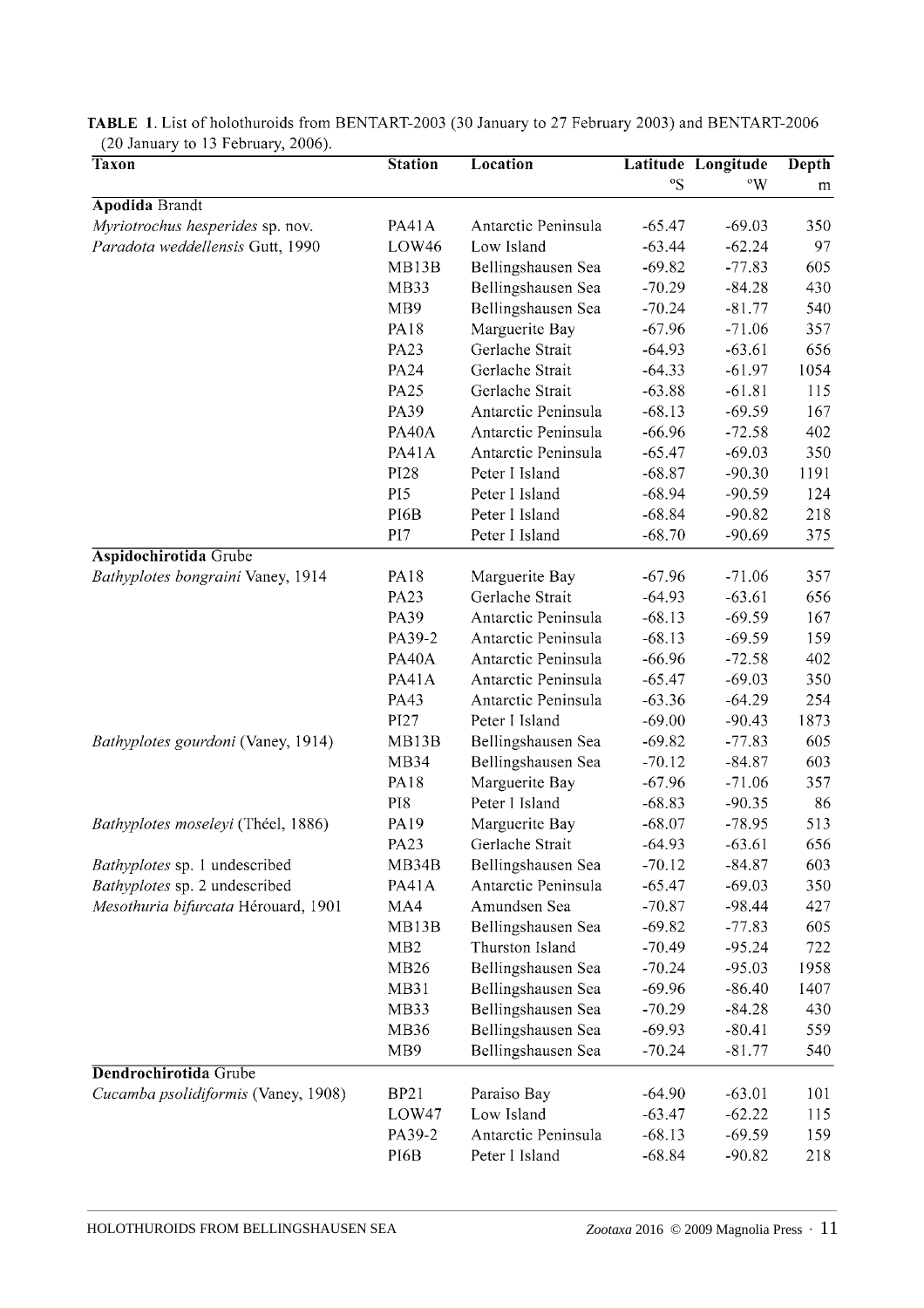**TABLE 1**. List of holothuroids from BENTART-2003 (30 January to 27 February 2003) and BENTART-2006 (20 January to 13 February, 2006).

| Taxon | Station | Location | Latitude °S | Longitude °W | Depth m |
|---|---|---|---|---|---|
| **Apodida** Brandt | | | | | |
| *Myriotrochus hesperides* sp. nov. | PA41A | Antarctic Peninsula | -65.47 | -69.03 | 350 |
| *Paradota weddellensis* Gutt, 1990 | LOW46 | Low Island | -63.44 | -62.24 | 97 |
| | MB13B | Bellingshausen Sea | -69.82 | -77.83 | 605 |
| | MB33 | Bellingshausen Sea | -70.29 | -84.28 | 430 |
| | MB9 | Bellingshausen Sea | -70.24 | -81.77 | 540 |
| | PA18 | Marguerite Bay | -67.96 | -71.06 | 357 |
| | PA23 | Gerlache Strait | -64.93 | -63.61 | 656 |
| | PA24 | Gerlache Strait | -64.33 | -61.97 | 1054 |
| | PA25 | Gerlache Strait | -63.88 | -61.81 | 115 |
| | PA39 | Antarctic Peninsula | -68.13 | -69.59 | 167 |
| | PA40A | Antarctic Peninsula | -66.96 | -72.58 | 402 |
| | PA41A | Antarctic Peninsula | -65.47 | -69.03 | 350 |
| | PI28 | Peter I Island | -68.87 | -90.30 | 1191 |
| | PI5 | Peter I Island | -68.94 | -90.59 | 124 |
| | PI6B | Peter I Island | -68.84 | -90.82 | 218 |
| | PI7 | Peter I Island | -68.70 | -90.69 | 375 |
| **Aspidochirotida** Grube | | | | | |
| *Bathyplotes bongraini* Vaney, 1914 | PA18 | Marguerite Bay | -67.96 | -71.06 | 357 |
| | PA23 | Gerlache Strait | -64.93 | -63.61 | 656 |
| | PA39 | Antarctic Peninsula | -68.13 | -69.59 | 167 |
| | PA39-2 | Antarctic Peninsula | -68.13 | -69.59 | 159 |
| | PA40A | Antarctic Peninsula | -66.96 | -72.58 | 402 |
| | PA41A | Antarctic Peninsula | -65.47 | -69.03 | 350 |
| | PA43 | Antarctic Peninsula | -63.36 | -64.29 | 254 |
| | PI27 | Peter I Island | -69.00 | -90.43 | 1873 |
| *Bathyplotes gourdoni* (Vaney, 1914) | MB13B | Bellingshausen Sea | -69.82 | -77.83 | 605 |
| | MB34 | Bellingshausen Sea | -70.12 | -84.87 | 603 |
| | PA18 | Marguerite Bay | -67.96 | -71.06 | 357 |
| | PI8 | Peter I Island | -68.83 | -90.35 | 86 |
| *Bathyplotes moseleyi* (Théel, 1886) | PA19 | Marguerite Bay | -68.07 | -78.95 | 513 |
| | PA23 | Gerlache Strait | -64.93 | -63.61 | 656 |
| *Bathyplotes* sp. 1 undescribed | MB34B | Bellingshausen Sea | -70.12 | -84.87 | 603 |
| *Bathyplotes* sp. 2 undescribed | PA41A | Antarctic Peninsula | -65.47 | -69.03 | 350 |
| *Mesothuria bifurcata* Hérouard, 1901 | MA4 | Amundsen Sea | -70.87 | -98.44 | 427 |
| | MB13B | Bellingshausen Sea | -69.82 | -77.83 | 605 |
| | MB2 | Thurston Island | -70.49 | -95.24 | 722 |
| | MB26 | Bellingshausen Sea | -70.24 | -95.03 | 1958 |
| | MB31 | Bellingshausen Sea | -69.96 | -86.40 | 1407 |
| | MB33 | Bellingshausen Sea | -70.29 | -84.28 | 430 |
| | MB36 | Bellingshausen Sea | -69.93 | -80.41 | 559 |
| | MB9 | Bellingshausen Sea | -70.24 | -81.77 | 540 |
| **Dendrochirotida** Grube | | | | | |
| *Cucamba psolidiformis* (Vaney, 1908) | BP21 | Paraiso Bay | -64.90 | -63.01 | 101 |
| | LOW47 | Low Island | -63.47 | -62.22 | 115 |
| | PA39-2 | Antarctic Peninsula | -68.13 | -69.59 | 159 |
| | PI6B | Peter I Island | -68.84 | -90.82 | 218 |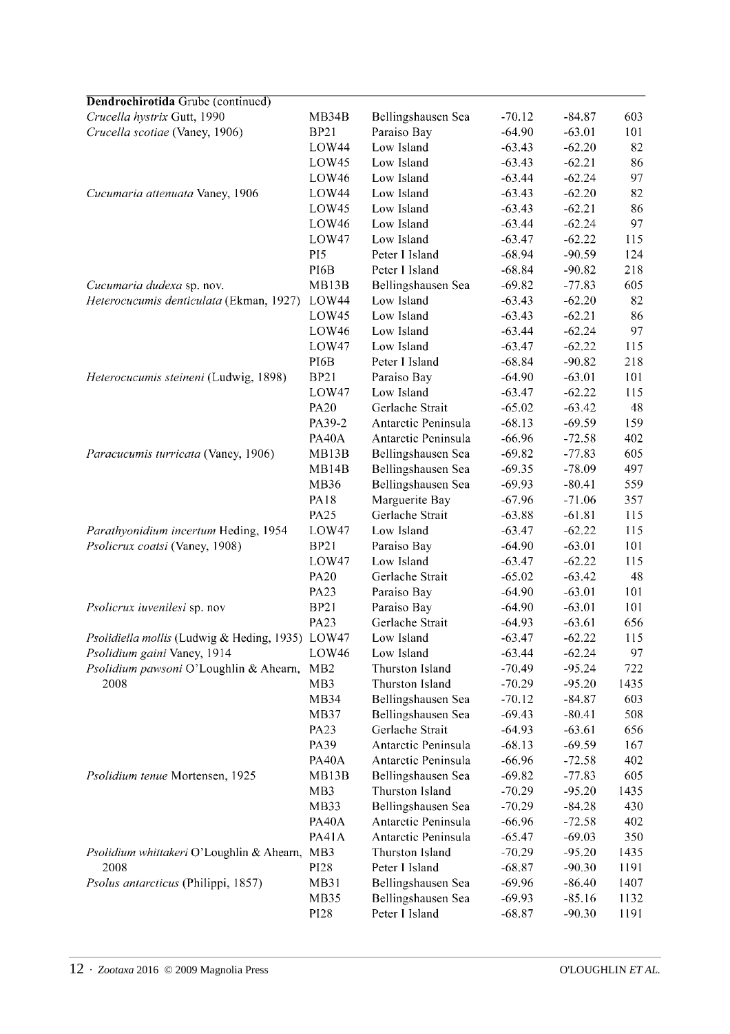| Dendrochirotida Grube (continued) | | | | | |
|---|---|---|---|---|---|
| *Crucella hystrix* Gutt, 1990 | MB34B | Bellingshausen Sea | -70.12 | -84.87 | 603 |
| *Crucella scotiae* (Vaney, 1906) | BP21 | Paraiso Bay | -64.90 | -63.01 | 101 |
| | LOW44 | Low Island | -63.43 | -62.20 | 82 |
| | LOW45 | Low Island | -63.43 | -62.21 | 86 |
| | LOW46 | Low Island | -63.44 | -62.24 | 97 |
| *Cucumaria attenuata* Vaney, 1906 | LOW44 | Low Island | -63.43 | -62.20 | 82 |
| | LOW45 | Low Island | -63.43 | -62.21 | 86 |
| | LOW46 | Low Island | -63.44 | -62.24 | 97 |
| | LOW47 | Low Island | -63.47 | -62.22 | 115 |
| | PI5 | Peter I Island | -68.94 | -90.59 | 124 |
| | PI6B | Peter I Island | -68.84 | -90.82 | 218 |
| *Cucumaria dudexa* sp. nov. | MB13B | Bellingshausen Sea | -69.82 | -77.83 | 605 |
| *Heterocucumis denticulata* (Ekman, 1927) | LOW44 | Low Island | -63.43 | -62.20 | 82 |
| | LOW45 | Low Island | -63.43 | -62.21 | 86 |
| | LOW46 | Low Island | -63.44 | -62.24 | 97 |
| | LOW47 | Low Island | -63.47 | -62.22 | 115 |
| | PI6B | Peter I Island | -68.84 | -90.82 | 218 |
| *Heterocucumis steineni* (Ludwig, 1898) | BP21 | Paraiso Bay | -64.90 | -63.01 | 101 |
| | LOW47 | Low Island | -63.47 | -62.22 | 115 |
| | PA20 | Gerlache Strait | -65.02 | -63.42 | 48 |
| | PA39-2 | Antarctic Peninsula | -68.13 | -69.59 | 159 |
| | PA40A | Antarctic Peninsula | -66.96 | -72.58 | 402 |
| *Paracucumis turricata* (Vaney, 1906) | MB13B | Bellingshausen Sea | -69.82 | -77.83 | 605 |
| | MB14B | Bellingshausen Sea | -69.35 | -78.09 | 497 |
| | MB36 | Bellingshausen Sea | -69.93 | -80.41 | 559 |
| | PA18 | Marguerite Bay | -67.96 | -71.06 | 357 |
| | PA25 | Gerlache Strait | -63.88 | -61.81 | 115 |
| *Parathyonidium incertum* Heding, 1954 | LOW47 | Low Island | -63.47 | -62.22 | 115 |
| *Psolicrux coatsi* (Vaney, 1908) | BP21 | Paraiso Bay | -64.90 | -63.01 | 101 |
| | LOW47 | Low Island | -63.47 | -62.22 | 115 |
| | PA20 | Gerlache Strait | -65.02 | -63.42 | 48 |
| | PA23 | Paraiso Bay | -64.90 | -63.01 | 101 |
| *Psolicrux iuvenilesi* sp. nov | BP21 | Paraiso Bay | -64.90 | -63.01 | 101 |
| | PA23 | Gerlache Strait | -64.93 | -63.61 | 656 |
| *Psolidiella mollis* (Ludwig & Heding, 1935) | LOW47 | Low Island | -63.47 | -62.22 | 115 |
| *Psolidium gaini* Vaney, 1914 | LOW46 | Low Island | -63.44 | -62.24 | 97 |
| *Psolidium pawsoni* O'Loughlin & Ahearn, 2008 | MB2 | Thurston Island | -70.49 | -95.24 | 722 |
| | MB3 | Thurston Island | -70.29 | -95.20 | 1435 |
| | MB34 | Bellingshausen Sea | -70.12 | -84.87 | 603 |
| | MB37 | Bellingshausen Sea | -69.43 | -80.41 | 508 |
| | PA23 | Gerlache Strait | -64.93 | -63.61 | 656 |
| | PA39 | Antarctic Peninsula | -68.13 | -69.59 | 167 |
| | PA40A | Antarctic Peninsula | -66.96 | -72.58 | 402 |
| *Psolidium tenue* Mortensen, 1925 | MB13B | Bellingshausen Sea | -69.82 | -77.83 | 605 |
| | MB3 | Thurston Island | -70.29 | -95.20 | 1435 |
| | MB33 | Bellingshausen Sea | -70.29 | -84.28 | 430 |
| | PA40A | Antarctic Peninsula | -66.96 | -72.58 | 402 |
| | PA41A | Antarctic Peninsula | -65.47 | -69.03 | 350 |
| *Psolidium whittakeri* O'Loughlin & Ahearn, 2008 | MB3 | Thurston Island | -70.29 | -95.20 | 1435 |
| | PI28 | Peter I Island | -68.87 | -90.30 | 1191 |
| *Psolus antarcticus* (Philippi, 1857) | MB31 | Bellingshausen Sea | -69.96 | -86.40 | 1407 |
| | MB35 | Bellingshausen Sea | -69.93 | -85.16 | 1132 |
| | PI28 | Peter I Island | -68.87 | -90.30 | 1191 |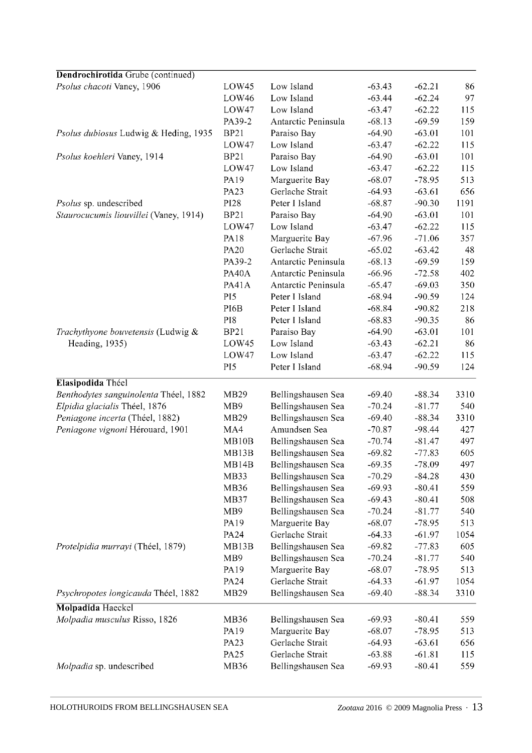| | | | | | |
|---|---|---|---|---|---|
| **Dendrochirotida** Grube (continued) | | | | | |
| *Psolus chacoti* Vaney, 1906 | LOW45 | Low Island | -63.43 | -62.21 | 86 |
| | LOW46 | Low Island | -63.44 | -62.24 | 97 |
| | LOW47 | Low Island | -63.47 | -62.22 | 115 |
| | PA39-2 | Antarctic Peninsula | -68.13 | -69.59 | 159 |
| *Psolus dubiosus* Ludwig & Heding, 1935 | BP21 | Paraiso Bay | -64.90 | -63.01 | 101 |
| | LOW47 | Low Island | -63.47 | -62.22 | 115 |
| *Psolus koehleri* Vaney, 1914 | BP21 | Paraiso Bay | -64.90 | -63.01 | 101 |
| | LOW47 | Low Island | -63.47 | -62.22 | 115 |
| | PA19 | Marguerite Bay | -68.07 | -78.95 | 513 |
| | PA23 | Gerlache Strait | -64.93 | -63.61 | 656 |
| *Psolus* sp. undescribed | PI28 | Peter I Island | -68.87 | -90.30 | 1191 |
| *Staurocucumis liouvillei* (Vaney, 1914) | BP21 | Paraiso Bay | -64.90 | -63.01 | 101 |
| | LOW47 | Low Island | -63.47 | -62.22 | 115 |
| | PA18 | Marguerite Bay | -67.96 | -71.06 | 357 |
| | PA20 | Gerlache Strait | -65.02 | -63.42 | 48 |
| | PA39-2 | Antarctic Peninsula | -68.13 | -69.59 | 159 |
| | PA40A | Antarctic Peninsula | -66.96 | -72.58 | 402 |
| | PA41A | Antarctic Peninsula | -65.47 | -69.03 | 350 |
| | PI5 | Peter I Island | -68.94 | -90.59 | 124 |
| | PI6B | Peter I Island | -68.84 | -90.82 | 218 |
| | PI8 | Peter I Island | -68.83 | -90.35 | 86 |
| *Trachythyone bouvetensis* (Ludwig & Heading, 1935) | BP21 | Paraiso Bay | -64.90 | -63.01 | 101 |
| | LOW45 | Low Island | -63.43 | -62.21 | 86 |
| | LOW47 | Low Island | -63.47 | -62.22 | 115 |
| | PI5 | Peter I Island | -68.94 | -90.59 | 124 |
| **Elasipodida** Théel | | | | | |
| *Benthodytes sanguinolenta* Théel, 1882 | MB29 | Bellingshausen Sea | -69.40 | -88.34 | 3310 |
| *Elpidia glacialis* Théel, 1876 | MB9 | Bellingshausen Sea | -70.24 | -81.77 | 540 |
| *Peniagone incerta* (Théel, 1882) | MB29 | Bellingshausen Sea | -69.40 | -88.34 | 3310 |
| *Peniagone vignoni* Hérouard, 1901 | MA4 | Amundsen Sea | -70.87 | -98.44 | 427 |
| | MB10B | Bellingshausen Sea | -70.74 | -81.47 | 497 |
| | MB13B | Bellingshausen Sea | -69.82 | -77.83 | 605 |
| | MB14B | Bellingshausen Sea | -69.35 | -78.09 | 497 |
| | MB33 | Bellingshausen Sea | -70.29 | -84.28 | 430 |
| | MB36 | Bellingshausen Sea | -69.93 | -80.41 | 559 |
| | MB37 | Bellingshausen Sea | -69.43 | -80.41 | 508 |
| | MB9 | Bellingshausen Sea | -70.24 | -81.77 | 540 |
| | PA19 | Marguerite Bay | -68.07 | -78.95 | 513 |
| | PA24 | Gerlache Strait | -64.33 | -61.97 | 1054 |
| *Protelpidia murrayi* (Théel, 1879) | MB13B | Bellingshausen Sea | -69.82 | -77.83 | 605 |
| | MB9 | Bellingshausen Sea | -70.24 | -81.77 | 540 |
| | PA19 | Marguerite Bay | -68.07 | -78.95 | 513 |
| | PA24 | Gerlache Strait | -64.33 | -61.97 | 1054 |
| *Psychropotes longicauda* Théel, 1882 | MB29 | Bellingshausen Sea | -69.40 | -88.34 | 3310 |
| **Molpadida** Haeckel | | | | | |
| *Molpadia musculus* Risso, 1826 | MB36 | Bellingshausen Sea | -69.93 | -80.41 | 559 |
| | PA19 | Marguerite Bay | -68.07 | -78.95 | 513 |
| | PA23 | Gerlache Strait | -64.93 | -63.61 | 656 |
| | PA25 | Gerlache Strait | -63.88 | -61.81 | 115 |
| *Molpadia* sp. undescribed | MB36 | Bellingshausen Sea | -69.93 | -80.41 | 559 |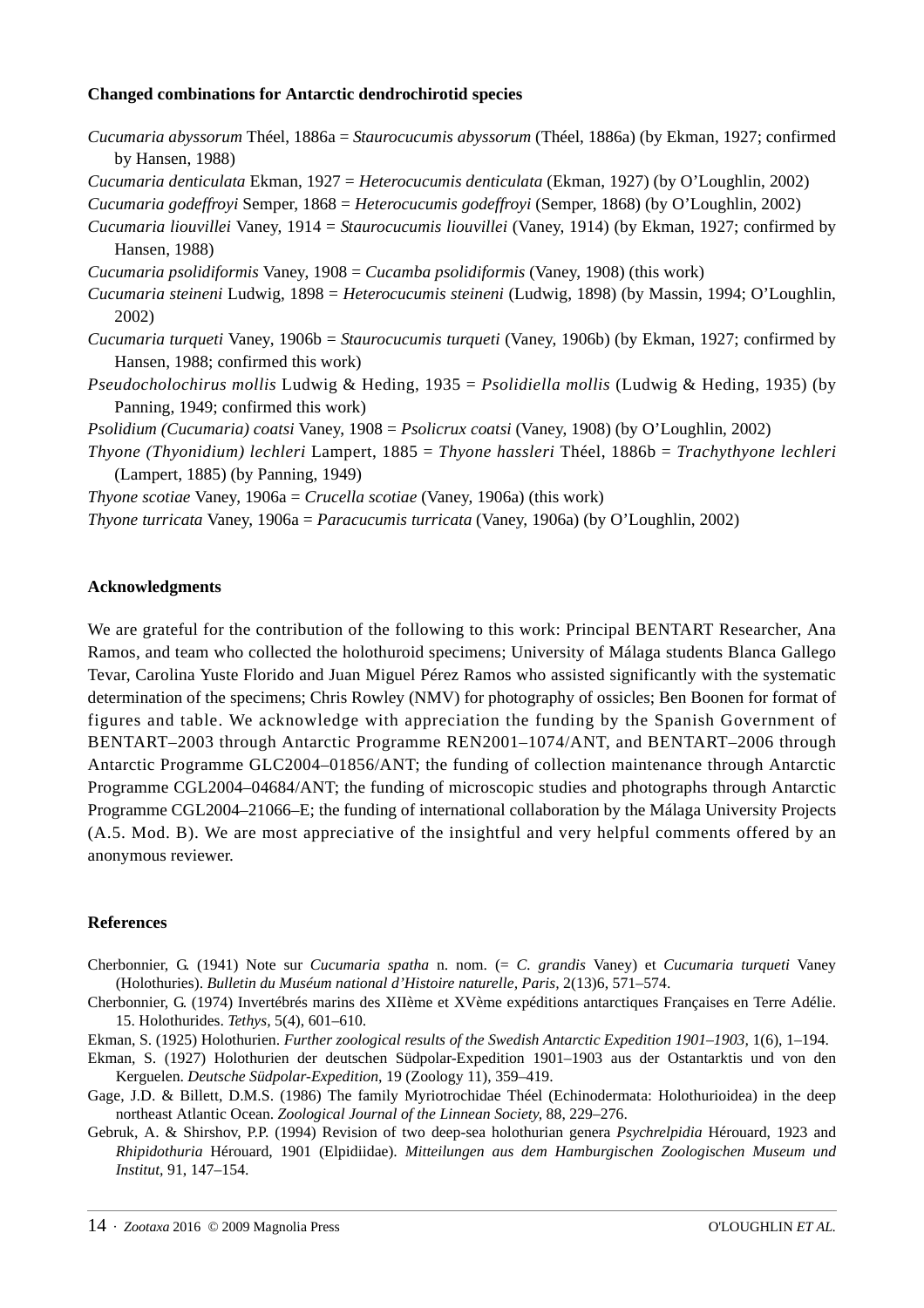**Changed combinations for Antarctic dendrochirotid species**

*Cucumaria abyssorum* Théel, 1886a = *Staurocucumis abyssorum* (Théel, 1886a) (by Ekman, 1927; confirmed by Hansen, 1988)

*Cucumaria denticulata* Ekman, 1927 = *Heterocucumis denticulata* (Ekman, 1927) (by O'Loughlin, 2002)

*Cucumaria godeffroyi* Semper, 1868 = *Heterocucumis godeffroyi* (Semper, 1868) (by O'Loughlin, 2002)

*Cucumaria liouvillei* Vaney, 1914 = *Staurocucumis liouvillei* (Vaney, 1914) (by Ekman, 1927; confirmed by Hansen, 1988)

*Cucumaria psolidiformis* Vaney, 1908 = *Cucamba psolidiformis* (Vaney, 1908) (this work)

*Cucumaria steineni* Ludwig, 1898 = *Heterocucumis steineni* (Ludwig, 1898) (by Massin, 1994; O'Loughlin, 2002)

*Cucumaria turqueti* Vaney, 1906b = *Staurocucumis turqueti* (Vaney, 1906b) (by Ekman, 1927; confirmed by Hansen, 1988; confirmed this work)

*Pseudocholochirus mollis* Ludwig & Heding, 1935 = *Psolidiella mollis* (Ludwig & Heding, 1935) (by Panning, 1949; confirmed this work)

*Psolidium (Cucumaria) coatsi* Vaney, 1908 = *Psolicrux coatsi* (Vaney, 1908) (by O'Loughlin, 2002)

*Thyone (Thyonidium) lechleri* Lampert, 1885 = *Thyone hassleri* Théel, 1886b = *Trachythyone lechleri* (Lampert, 1885) (by Panning, 1949)

*Thyone scotiae* Vaney, 1906a = *Crucella scotiae* (Vaney, 1906a) (this work)

*Thyone turricata* Vaney, 1906a = *Paracucumis turricata* (Vaney, 1906a) (by O'Loughlin, 2002)

**Acknowledgments**

We are grateful for the contribution of the following to this work: Principal BENTART Researcher, Ana Ramos, and team who collected the holothuroid specimens; University of Málaga students Blanca Gallego Tevar, Carolina Yuste Florido and Juan Miguel Pérez Ramos who assisted significantly with the systematic determination of the specimens; Chris Rowley (NMV) for photography of ossicles; Ben Boonen for format of figures and table. We acknowledge with appreciation the funding by the Spanish Government of BENTART–2003 through Antarctic Programme REN2001–1074/ANT, and BENTART–2006 through Antarctic Programme GLC2004–01856/ANT; the funding of collection maintenance through Antarctic Programme CGL2004–04684/ANT; the funding of microscopic studies and photographs through Antarctic Programme CGL2004–21066–E; the funding of international collaboration by the Málaga University Projects (A.5. Mod. B). We are most appreciative of the insightful and very helpful comments offered by an anonymous reviewer.

**References**

Cherbonnier, G. (1941) Note sur *Cucumaria spatha* n. nom. (= *C. grandis* Vaney) et *Cucumaria turqueti* Vaney (Holothuries). *Bulletin du Muséum national d'Histoire naturelle, Paris,* 2(13)6, 571–574.

Cherbonnier, G. (1974) Invertébrés marins des XIIème et XVème expéditions antarctiques Françaises en Terre Adélie. 15. Holothurides. *Tethys,* 5(4), 601–610.

Ekman, S. (1925) Holothurien. *Further zoological results of the Swedish Antarctic Expedition 1901–1903,* 1(6), 1–194.

Ekman, S. (1927) Holothurien der deutschen Südpolar-Expedition 1901–1903 aus der Ostantarktis und von den Kerguelen. *Deutsche Südpolar-Expedition,* 19 (Zoology 11), 359–419.

Gage, J.D. & Billett, D.M.S. (1986) The family Myriotrochidae Théel (Echinodermata: Holothurioidea) in the deep northeast Atlantic Ocean. *Zoological Journal of the Linnean Society,* 88, 229–276.

Gebruk, A. & Shirshov, P.P. (1994) Revision of two deep-sea holothurian genera *Psychrelpidia* Hérouard, 1923 and *Rhipidothuria* Hérouard, 1901 (Elpidiidae). *Mitteilungen aus dem Hamburgischen Zoologischen Museum und Institut,* 91, 147–154.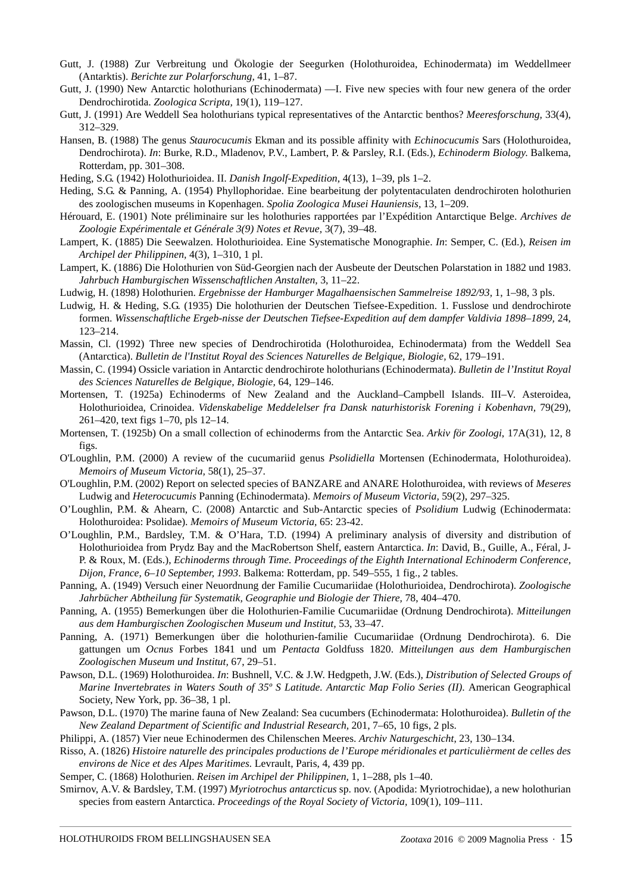Gutt, J. (1988) Zur Verbreitung und Ökologie der Seegurken (Holothuroidea, Echinodermata) im Weddellmeer (Antarktis). *Berichte zur Polarforschung,* 41, 1–87.

Gutt, J. (1990) New Antarctic holothurians (Echinodermata) —I. Five new species with four new genera of the order Dendrochirotida. *Zoologica Scripta,* 19(1), 119–127.

Gutt, J. (1991) Are Weddell Sea holothurians typical representatives of the Antarctic benthos? *Meeresforschung,* 33(4), 312–329.

Hansen, B. (1988) The genus *Staurocucumis* Ekman and its possible affinity with *Echinocucumis* Sars (Holothuroidea, Dendrochirota). *In*: Burke, R.D., Mladenov, P.V., Lambert, P. & Parsley, R.I. (Eds.), *Echinoderm Biology.* Balkema, Rotterdam, pp. 301–308.

Heding, S.G. (1942) Holothurioidea. II. *Danish Ingolf-Expedition,* 4(13), 1–39, pls 1–2.

Heding, S.G. & Panning, A. (1954) Phyllophoridae. Eine bearbeitung der polytentaculaten dendrochiroten holothurien des zoologischen museums in Kopenhagen. *Spolia Zoologica Musei Hauniensis,* 13, 1–209.

Hérouard, E. (1901) Note préliminaire sur les holothuries rapportées par l'Expédition Antarctique Belge. *Archives de Zoologie Expérimentale et Générale 3(9) Notes et Revue,* 3(7), 39–48.

Lampert, K. (1885) Die Seewalzen. Holothurioidea. Eine Systematische Monographie. *In*: Semper, C. (Ed.), *Reisen im Archipel der Philippinen,* 4(3), 1–310, 1 pl.

Lampert, K. (1886) Die Holothurien von Süd-Georgien nach der Ausbeute der Deutschen Polarstation in 1882 und 1983. *Jahrbuch Hamburgischen Wissenschaftlichen Anstalten,* 3, 11–22.

Ludwig, H. (1898) Holothurien. *Ergebnisse der Hamburger Magalhaensischen Sammelreise 1892/93,* 1, 1–98, 3 pls.

Ludwig, H. & Heding, S.G. (1935) Die holothurien der Deutschen Tiefsee-Expedition. 1. Fusslose und dendrochirote formen. *Wissenschaftliche Ergeb-nisse der Deutschen Tiefsee-Expedition auf dem dampfer Valdivia 1898–1899,* 24, 123–214.

Massin, Cl. (1992) Three new species of Dendrochirotida (Holothuroidea, Echinodermata) from the Weddell Sea (Antarctica). *Bulletin de l'Institut Royal des Sciences Naturelles de Belgique, Biologie,* 62, 179–191.

Massin, C. (1994) Ossicle variation in Antarctic dendrochirote holothurians (Echinodermata). *Bulletin de l'Institut Royal des Sciences Naturelles de Belgique, Biologie,* 64, 129–146.

Mortensen, T. (1925a) Echinoderms of New Zealand and the Auckland–Campbell Islands. III–V. Asteroidea, Holothurioidea, Crinoidea. *Videnskabelige Meddelelser fra Dansk naturhistorisk Forening i Kobenhavn,* 79(29), 261–420, text figs 1–70, pls 12–14.

Mortensen, T. (1925b) On a small collection of echinoderms from the Antarctic Sea. *Arkiv för Zoologi,* 17A(31), 12, 8 figs.

O'Loughlin, P.M. (2000) A review of the cucumariid genus *Psolidiella* Mortensen (Echinodermata, Holothuroidea). *Memoirs of Museum Victoria,* 58(1), 25–37.

O'Loughlin, P.M. (2002) Report on selected species of BANZARE and ANARE Holothuroidea, with reviews of *Meseres* Ludwig and *Heterocucumis* Panning (Echinodermata). *Memoirs of Museum Victoria,* 59(2), 297–325.

O'Loughlin, P.M. & Ahearn, C. (2008) Antarctic and Sub-Antarctic species of *Psolidium* Ludwig (Echinodermata: Holothuroidea: Psolidae). *Memoirs of Museum Victoria,* 65: 23-42.

O'Loughlin, P.M., Bardsley, T.M. & O'Hara, T.D. (1994) A preliminary analysis of diversity and distribution of Holothurioidea from Prydz Bay and the MacRobertson Shelf, eastern Antarctica. *In*: David, B., Guille, A., Féral, J-P. & Roux, M. (Eds.), *Echinoderms through Time. Proceedings of the Eighth International Echinoderm Conference, Dijon, France, 6–10 September, 1993*. Balkema: Rotterdam, pp. 549–555, 1 fig., 2 tables.

Panning, A. (1949) Versuch einer Neuordnung der Familie Cucumariidae (Holothurioidea, Dendrochirota). *Zoologische Jahrbücher Abtheilung für Systematik, Geographie und Biologie der Thiere,* 78, 404–470.

Panning, A. (1955) Bemerkungen über die Holothurien-Familie Cucumariidae (Ordnung Dendrochirota). *Mitteilungen aus dem Hamburgischen Zoologischen Museum und Institut,* 53, 33–47.

Panning, A. (1971) Bemerkungen über die holothurien-familie Cucumariidae (Ordnung Dendrochirota). 6. Die gattungen um *Ocnus* Forbes 1841 und um *Pentacta* Goldfuss 1820. *Mitteilungen aus dem Hamburgischen Zoologischen Museum und Institut,* 67, 29–51.

Pawson, D.L. (1969) Holothuroidea. *In*: Bushnell, V.C. & J.W. Hedgpeth, J.W. (Eds.), *Distribution of Selected Groups of Marine Invertebrates in Waters South of 35º S Latitude. Antarctic Map Folio Series (II).* American Geographical Society, New York, pp. 36–38, 1 pl.

Pawson, D.L. (1970) The marine fauna of New Zealand: Sea cucumbers (Echinodermata: Holothuroidea). *Bulletin of the New Zealand Department of Scientific and Industrial Research,* 201, 7–65, 10 figs, 2 pls.

Philippi, A. (1857) Vier neue Echinodermen des Chilenschen Meeres. *Archiv Naturgeschicht,* 23, 130–134.

Risso, A. (1826) *Histoire naturelle des principales productions de l'Europe méridionales et particulièrment de celles des environs de Nice et des Alpes Maritimes.* Levrault, Paris, 4, 439 pp.

Semper, C. (1868) Holothurien. *Reisen im Archipel der Philippinen,* 1, 1–288, pls 1–40.

Smirnov, A.V. & Bardsley, T.M. (1997) *Myriotrochus antarcticus* sp. nov. (Apodida: Myriotrochidae), a new holothurian species from eastern Antarctica. *Proceedings of the Royal Society of Victoria,* 109(1), 109–111.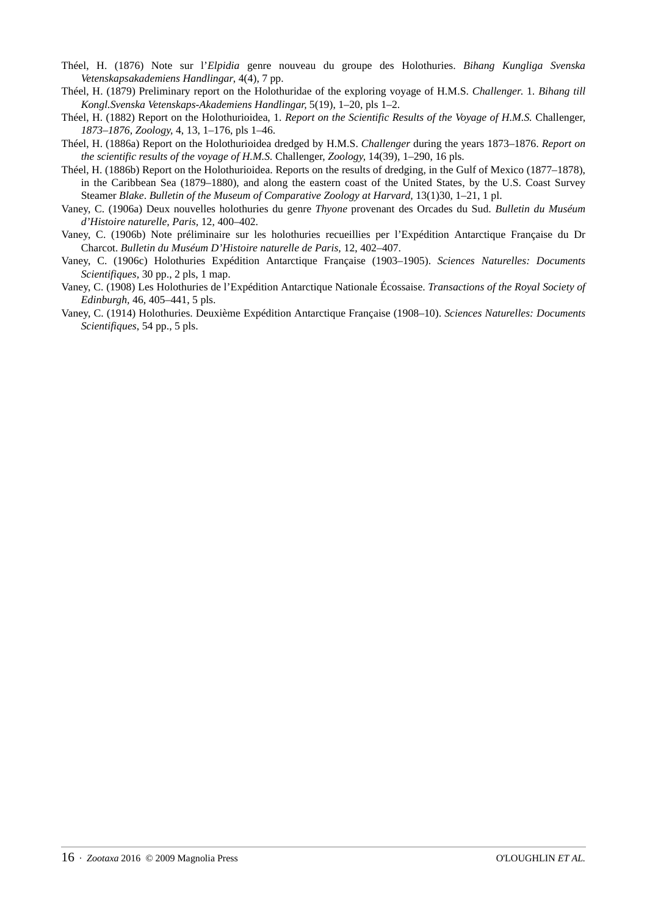Théel, H. (1876) Note sur l'*Elpidia* genre nouveau du groupe des Holothuries. *Bihang Kungliga Svenska Vetenskapsakademiens Handlingar*, 4(4), 7 pp.

Théel, H. (1879) Preliminary report on the Holothuridae of the exploring voyage of H.M.S. *Challenger.* 1. *Bihang till Kongl.Svenska Vetenskaps-Akademiens Handlingar,* 5(19), 1–20, pls 1–2.

Théel, H. (1882) Report on the Holothurioidea, 1. *Report on the Scientific Results of the Voyage of H.M.S.* Challenger, *1873–1876, Zoology,* 4, 13, 1–176, pls 1–46.

Théel, H. (1886a) Report on the Holothurioidea dredged by H.M.S. *Challenger* during the years 1873–1876. *Report on the scientific results of the voyage of H.M.S.* Challenger, *Zoology,* 14(39), 1–290, 16 pls.

Théel, H. (1886b) Report on the Holothurioidea. Reports on the results of dredging, in the Gulf of Mexico (1877–1878), in the Caribbean Sea (1879–1880), and along the eastern coast of the United States, by the U.S. Coast Survey Steamer *Blake*. *Bulletin of the Museum of Comparative Zoology at Harvard,* 13(1)30, 1–21, 1 pl.

Vaney, C. (1906a) Deux nouvelles holothuries du genre *Thyone* provenant des Orcades du Sud. *Bulletin du Muséum d'Histoire naturelle, Paris,* 12, 400–402.

Vaney, C. (1906b) Note préliminaire sur les holothuries recueillies per l'Expédition Antarctique Française du Dr Charcot. *Bulletin du Muséum D'Histoire naturelle de Paris,* 12, 402–407.

Vaney, C. (1906c) Holothuries Expédition Antarctique Française (1903–1905). *Sciences Naturelles: Documents Scientifiques,* 30 pp., 2 pls, 1 map.

Vaney, C. (1908) Les Holothuries de l'Expédition Antarctique Nationale Écossaise. *Transactions of the Royal Society of Edinburgh,* 46, 405–441, 5 pls.

Vaney, C. (1914) Holothuries. Deuxième Expédition Antarctique Française (1908–10). *Sciences Naturelles: Documents Scientifiques,* 54 pp., 5 pls.